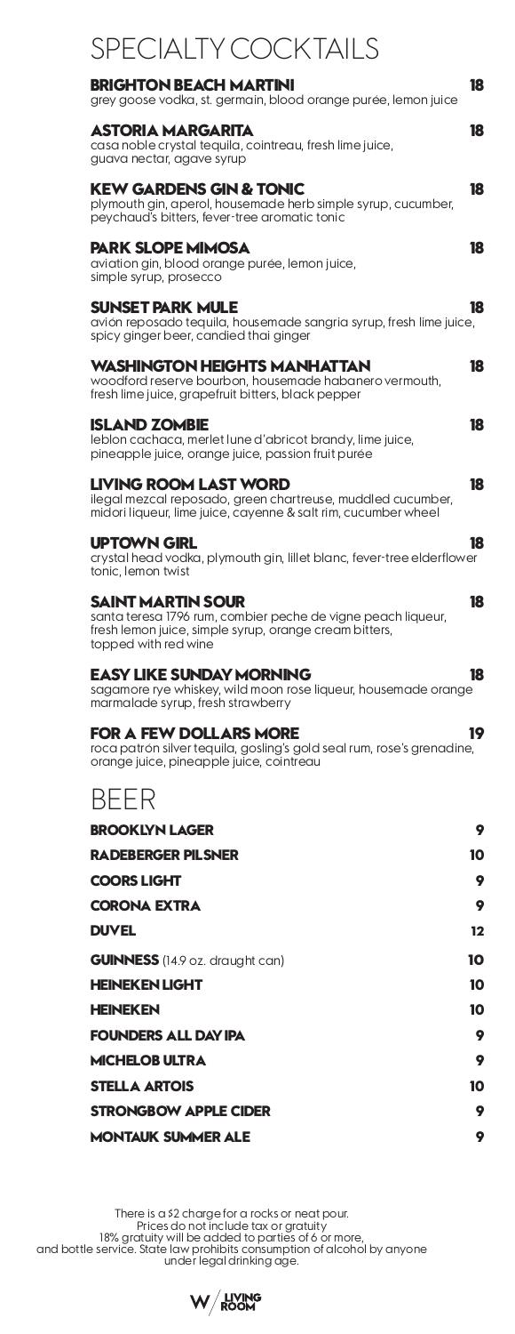# SPECIALTY COCKTAILS

**BRIGHTON BEACH MARTINI** 18
grey goose vodka, st. germain, blood orange purée, lemon juice

**ASTORIA MARGARITA** 18
casa noble crystal tequila, cointreau, fresh lime juice, guava nectar, agave syrup

**KEW GARDENS GIN & TONIC** 18
plymouth gin, aperol, housemade herb simple syrup, cucumber, peychaud's bitters, fever-tree aromatic tonic

**PARK SLOPE MIMOSA** 18
aviation gin, blood orange purée, lemon juice, simple syrup, prosecco

**SUNSET PARK MULE** 18
avión reposado tequila, housemade sangria syrup, fresh lime juice, spicy ginger beer, candied thai ginger

**WASHINGTON HEIGHTS MANHATTAN** 18
woodford reserve bourbon, housemade habanero vermouth, fresh lime juice, grapefruit bitters, black pepper

**ISLAND ZOMBIE** 18
leblon cachaca, merlet lune d'abricot brandy, lime juice, pineapple juice, orange juice, passion fruit purée

**LIVING ROOM LAST WORD** 18
ilegal mezcal reposado, green chartreuse, muddled cucumber, midori liqueur, lime juice, cayenne & salt rim, cucumber wheel

**UPTOWN GIRL** 18
crystal head vodka, plymouth gin, lillet blanc, fever-tree elderflower tonic, lemon twist

**SAINT MARTIN SOUR** 18
santa teresa 1796 rum, combier peche de vigne peach liqueur, fresh lemon juice, simple syrup, orange cream bitters, topped with red wine

**EASY LIKE SUNDAY MORNING** 18
sagamore rye whiskey, wild moon rose liqueur, housemade orange marmalade syrup, fresh strawberry

**FOR A FEW DOLLARS MORE** 19
roca patrón silver tequila, gosling's gold seal rum, rose's grenadine, orange juice, pineapple juice, cointreau

# BEER

| | |
|---|---|
| **BROOKLYN LAGER** | 9 |
| **RADEBERGER PILSNER** | 10 |
| **COORS LIGHT** | 9 |
| **CORONA EXTRA** | 9 |
| **DUVEL** | 12 |
| **GUINNESS** (14.9 oz. draught can) | 10 |
| **HEINEKEN LIGHT** | 10 |
| **HEINEKEN** | 10 |
| **FOUNDERS ALL DAY IPA** | 9 |
| **MICHELOB ULTRA** | 9 |
| **STELLA ARTOIS** | 10 |
| **STRONGBOW APPLE CIDER** | 9 |
| **MONTAUK SUMMER ALE** | 9 |

There is a $2 charge for a rocks or neat pour.
Prices do not include tax or gratuity
18% gratuity will be added to parties of 6 or more,
and bottle service. State law prohibits consumption of alcohol by anyone under legal drinking age.

W / LIVING ROOM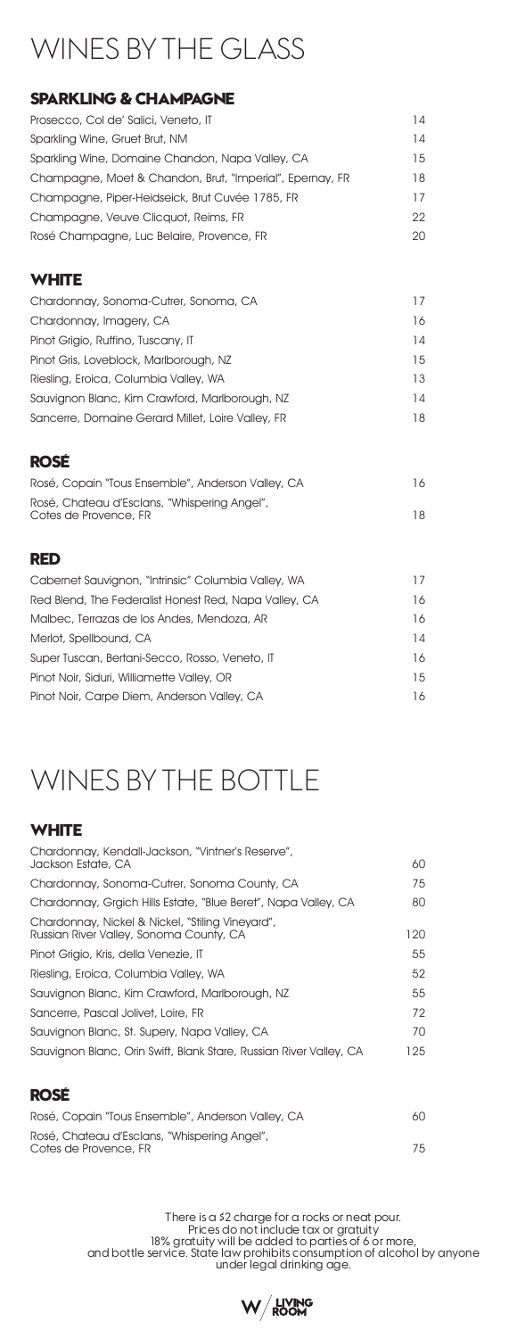# WINES BY THE GLASS

## SPARKLING & CHAMPAGNE

| | |
|---|---|
| Prosecco, Col de' Salici, Veneto, IT | 14 |
| Sparkling Wine, Gruet Brut, NM | 14 |
| Sparkling Wine, Domaine Chandon, Napa Valley, CA | 15 |
| Champagne, Moet & Chandon, Brut, "Imperial", Epernay, FR | 18 |
| Champagne, Piper-Heidseick, Brut Cuvée 1785, FR | 17 |
| Champagne, Veuve Clicquot, Reims, FR | 22 |
| Rosé Champagne, Luc Belaire, Provence, FR | 20 |

## WHITE

| | |
|---|---|
| Chardonnay, Sonoma-Cutrer, Sonoma, CA | 17 |
| Chardonnay, Imagery, CA | 16 |
| Pinot Grigio, Ruffino, Tuscany, IT | 14 |
| Pinot Gris, Loveblock, Marlborough, NZ | 15 |
| Riesling, Eroica, Columbia Valley, WA | 13 |
| Sauvignon Blanc, Kim Crawford, Marlborough, NZ | 14 |
| Sancerre, Domaine Gerard Millet, Loire Valley, FR | 18 |

## ROSÉ

| | |
|---|---|
| Rosé, Copain "Tous Ensemble", Anderson Valley, CA | 16 |
| Rosé, Chateau d'Esclans, "Whispering Angel", Cotes de Provence, FR | 18 |

## RED

| | |
|---|---|
| Cabernet Sauvignon, "Intrinsic" Columbia Valley, WA | 17 |
| Red Blend, The Federalist Honest Red, Napa Valley, CA | 16 |
| Malbec, Terrazas de los Andes, Mendoza, AR | 16 |
| Merlot, Spellbound, CA | 14 |
| Super Tuscan, Bertani-Secco, Rosso, Veneto, IT | 16 |
| Pinot Noir, Siduri, Williamette Valley, OR | 15 |
| Pinot Noir, Carpe Diem, Anderson Valley, CA | 16 |

# WINES BY THE BOTTLE

## WHITE

| | |
|---|---|
| Chardonnay, Kendall-Jackson, "Vintner's Reserve", Jackson Estate, CA | 60 |
| Chardonnay, Sonoma-Cutrer, Sonoma County, CA | 75 |
| Chardonnay, Grgich Hills Estate, "Blue Beret", Napa Valley, CA | 80 |
| Chardonnay, Nickel & Nickel, "Stiling Vineyard", Russian River Valley, Sonoma County, CA | 120 |
| Pinot Grigio, Kris, della Venezie, IT | 55 |
| Riesling, Eroica, Columbia Valley, WA | 52 |
| Sauvignon Blanc, Kim Crawford, Marlborough, NZ | 55 |
| Sancerre, Pascal Jolivet, Loire, FR | 72 |
| Sauvignon Blanc, St. Supery, Napa Valley, CA | 70 |
| Sauvignon Blanc, Orin Swift, Blank Stare, Russian River Valley, CA | 125 |

## ROSÉ

| | |
|---|---|
| Rosé, Copain "Tous Ensemble", Anderson Valley, CA | 60 |
| Rosé, Chateau d'Esclans, "Whispering Angel", Cotes de Provence, FR | 75 |

There is a $2 charge for a rocks or neat pour.
Prices do not include tax or gratuity
18% gratuity will be added to parties of 6 or more,
and bottle service. State law prohibits consumption of alcohol by anyone under legal drinking age.

W / LIVING ROOM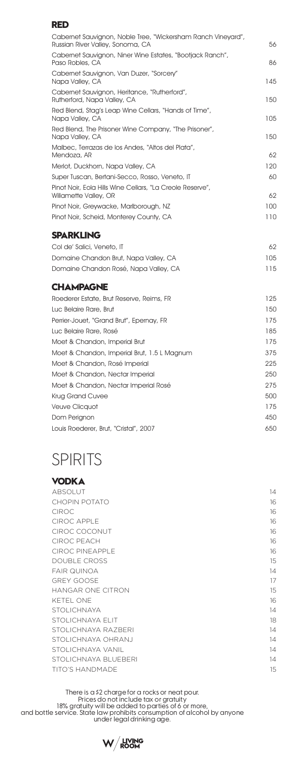## RED

| Item | Price |
| --- | --- |
| Cabernet Sauvignon, Noble Tree, "Wickersham Ranch Vineyard", Russian River Valley, Sonoma, CA | 56 |
| Cabernet Sauvignon, Niner Wine Estates, "Bootjack Ranch", Paso Robles, CA | 86 |
| Cabernet Sauvignon, Van Duzer, "Sorcery" Napa Valley, CA | 145 |
| Cabernet Sauvignon, Heritance, "Rutherford", Rutherford, Napa Valley, CA | 150 |
| Red Blend, Stag's Leap Wine Cellars, "Hands of Time", Napa Valley, CA | 105 |
| Red Blend, The Prisoner Wine Company, "The Prisoner", Napa Valley, CA | 150 |
| Malbec, Terrazas de los Andes, "Altos del Plata", Mendoza, AR | 62 |
| Merlot, Duckhorn, Napa Valley, CA | 120 |
| Super Tuscan, Bertani-Secco, Rosso, Veneto, IT | 60 |
| Pinot Noir, Eola Hills Wine Cellars, "La Creole Reserve", Willamette Valley, OR | 62 |
| Pinot Noir, Greywacke, Marlborough, NZ | 100 |
| Pinot Noir, Scheid, Monterey County, CA | 110 |

## SPARKLING

| Item | Price |
| --- | --- |
| Col de' Salici, Veneto, IT | 62 |
| Domaine Chandon Brut, Napa Valley, CA | 105 |
| Domaine Chandon Rosé, Napa Valley, CA | 115 |

## CHAMPAGNE

| Item | Price |
| --- | --- |
| Roederer Estate, Brut Reserve, Reims, FR | 125 |
| Luc Belaire Rare, Brut | 150 |
| Perrier-Jouet, "Grand Brut", Epernay, FR | 175 |
| Luc Belaire Rare, Rosé | 185 |
| Moet & Chandon, Imperial Brut | 175 |
| Moet & Chandon, Imperial Brut, 1.5 L Magnum | 375 |
| Moet & Chandon, Rosé Imperial | 225 |
| Moet & Chandon, Nectar Imperial | 250 |
| Moet & Chandon, Nectar Imperial Rosé | 275 |
| Krug Grand Cuvee | 500 |
| Veuve Clicquot | 175 |
| Dom Perignon | 450 |
| Louis Roederer, Brut, "Cristal", 2007 | 650 |

# SPIRITS

## VODKA

| Item | Price |
| --- | --- |
| ABSOLUT | 14 |
| CHOPIN POTATO | 16 |
| CIROC | 16 |
| CIROC APPLE | 16 |
| CIROC COCONUT | 16 |
| CIROC PEACH | 16 |
| CIROC PINEAPPLE | 16 |
| DOUBLE CROSS | 15 |
| FAIR QUINOA | 14 |
| GREY GOOSE | 17 |
| HANGAR ONE CITRON | 15 |
| KETEL ONE | 16 |
| STOLICHNAYA | 14 |
| STOLICHNAYA ELIT | 18 |
| STOLICHNAYA RAZBERI | 14 |
| STOLICHNAYA OHRANJ | 14 |
| STOLICHNAYA VANIL | 14 |
| STOLICHNAYA BLUEBERI | 14 |
| TITO'S HANDMADE | 15 |

There is a $2 charge for a rocks or neat pour.
Prices do not include tax or gratuity
18% gratuity will be added to parties of 6 or more,
and bottle service. State law prohibits consumption of alcohol by anyone under legal drinking age.

W / LIVING ROOM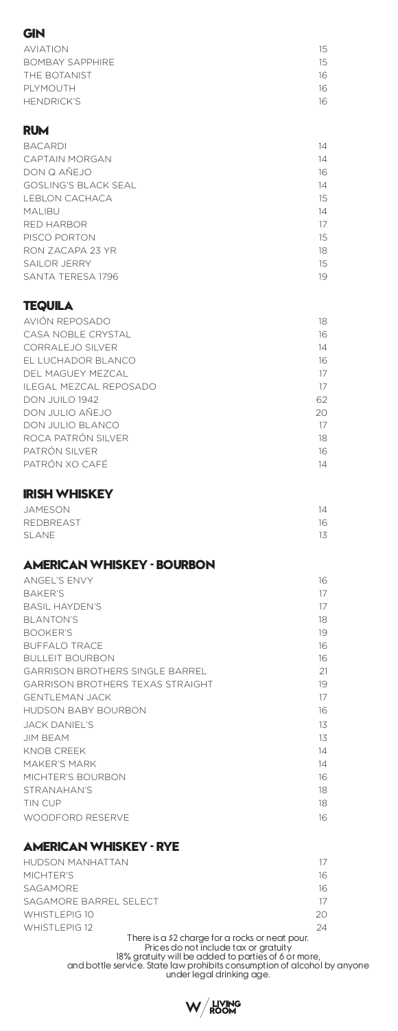## GIN

| | |
|---|---|
| AVIATION | 15 |
| BOMBAY SAPPHIRE | 15 |
| THE BOTANIST | 16 |
| PLYMOUTH | 16 |
| HENDRICK'S | 16 |

## RUM

| | |
|---|---|
| BACARDI | 14 |
| CAPTAIN MORGAN | 14 |
| DON Q AÑEJO | 16 |
| GOSLING'S BLACK SEAL | 14 |
| LEBLON CACHACA | 15 |
| MALIBU | 14 |
| RED HARBOR | 17 |
| PISCO PORTON | 15 |
| RON ZACAPA 23 YR | 18 |
| SAILOR JERRY | 15 |
| SANTA TERESA 1796 | 19 |

## TEQUILA

| | |
|---|---|
| AVIÓN REPOSADO | 18 |
| CASA NOBLE CRYSTAL | 16 |
| CORRALEJO SILVER | 14 |
| EL LUCHADOR BLANCO | 16 |
| DEL MAGUEY MEZCAL | 17 |
| ILEGAL MEZCAL REPOSADO | 17 |
| DON JUILO 1942 | 62 |
| DON JULIO AÑEJO | 20 |
| DON JULIO BLANCO | 17 |
| ROCA PATRÓN SILVER | 18 |
| PATRÓN SILVER | 16 |
| PATRÓN XO CAFÉ | 14 |

## IRISH WHISKEY

| | |
|---|---|
| JAMESON | 14 |
| REDBREAST | 16 |
| SLANE | 13 |

## AMERICAN WHISKEY - BOURBON

| | |
|---|---|
| ANGEL'S ENVY | 16 |
| BAKER'S | 17 |
| BASIL HAYDEN'S | 17 |
| BLANTON'S | 18 |
| BOOKER'S | 19 |
| BUFFALO TRACE | 16 |
| BULLEIT BOURBON | 16 |
| GARRISON BROTHERS SINGLE BARREL | 21 |
| GARRISON BROTHERS TEXAS STRAIGHT | 19 |
| GENTLEMAN JACK | 17 |
| HUDSON BABY BOURBON | 16 |
| JACK DANIEL'S | 13 |
| JIM BEAM | 13 |
| KNOB CREEK | 14 |
| MAKER'S MARK | 14 |
| MICHTER'S BOURBON | 16 |
| STRANAHAN'S | 18 |
| TIN CUP | 18 |
| WOODFORD RESERVE | 16 |

## AMERICAN WHISKEY - RYE

| | |
|---|---|
| HUDSON MANHATTAN | 17 |
| MICHTER'S | 16 |
| SAGAMORE | 16 |
| SAGAMORE BARREL SELECT | 17 |
| WHISTLEPIG 10 | 20 |
| WHISTLEPIG 12 | 24 |

There is a $2 charge for a rocks or neat pour.
Prices do not include tax or gratuity
18% gratuity will be added to parties of 6 or more, and bottle service. State law prohibits consumption of alcohol by anyone under legal drinking age.

W / LIVING ROOM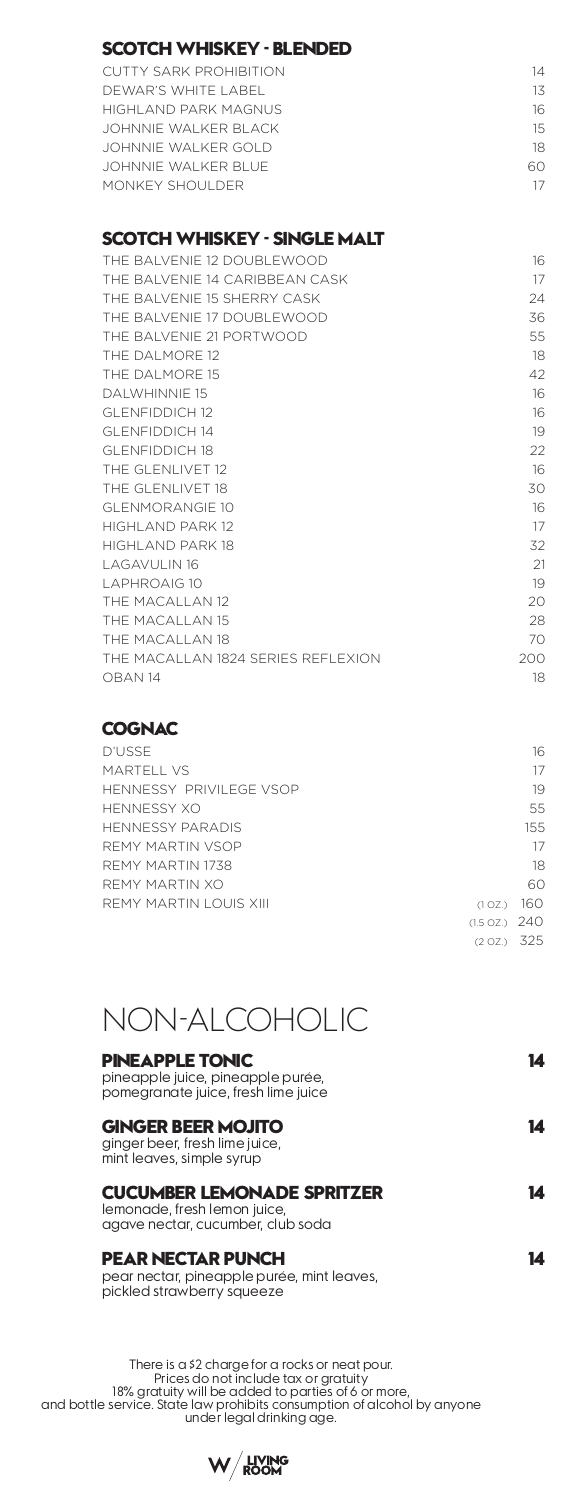## SCOTCH WHISKEY - BLENDED

| | |
|---|---|
| CUTTY SARK PROHIBITION | 14 |
| DEWAR'S WHITE LABEL | 13 |
| HIGHLAND PARK MAGNUS | 16 |
| JOHNNIE WALKER BLACK | 15 |
| JOHNNIE WALKER GOLD | 18 |
| JOHNNIE WALKER BLUE | 60 |
| MONKEY SHOULDER | 17 |

## SCOTCH WHISKEY - SINGLE MALT

| | |
|---|---|
| THE BALVENIE 12 DOUBLEWOOD | 16 |
| THE BALVENIE 14 CARIBBEAN CASK | 17 |
| THE BALVENIE 15 SHERRY CASK | 24 |
| THE BALVENIE 17 DOUBLEWOOD | 36 |
| THE BALVENIE 21 PORTWOOD | 55 |
| THE DALMORE 12 | 18 |
| THE DALMORE 15 | 42 |
| DALWHINNIE 15 | 16 |
| GLENFIDDICH 12 | 16 |
| GLENFIDDICH 14 | 19 |
| GLENFIDDICH 18 | 22 |
| THE GLENLIVET 12 | 16 |
| THE GLENLIVET 18 | 30 |
| GLENMORANGIE 10 | 16 |
| HIGHLAND PARK 12 | 17 |
| HIGHLAND PARK 18 | 32 |
| LAGAVULIN 16 | 21 |
| LAPHROAIG 10 | 19 |
| THE MACALLAN 12 | 20 |
| THE MACALLAN 15 | 28 |
| THE MACALLAN 18 | 70 |
| THE MACALLAN 1824 SERIES REFLEXION | 200 |
| OBAN 14 | 18 |

## COGNAC

| | | |
|---|---|---|
| D'USSE | | 16 |
| MARTELL VS | | 17 |
| HENNESSY PRIVILEGE VSOP | | 19 |
| HENNESSY XO | | 55 |
| HENNESSY PARADIS | | 155 |
| REMY MARTIN VSOP | | 17 |
| REMY MARTIN 1738 | | 18 |
| REMY MARTIN XO | | 60 |
| REMY MARTIN LOUIS XIII | (1 OZ.) | 160 |
| | (1.5 OZ.) | 240 |
| | (2 OZ.) | 325 |

# NON-ALCOHOLIC

**PINEAPPLE TONIC** — **14**
pineapple juice, pineapple purée, pomegranate juice, fresh lime juice

**GINGER BEER MOJITO** — **14**
ginger beer, fresh lime juice, mint leaves, simple syrup

**CUCUMBER LEMONADE SPRITZER** — **14**
lemonade, fresh lemon juice, agave nectar, cucumber, club soda

**PEAR NECTAR PUNCH** — **14**
pear nectar, pineapple purée, mint leaves, pickled strawberry squeeze

There is a $2 charge for a rocks or neat pour.
Prices do not include tax or gratuity
18% gratuity will be added to parties of 6 or more,
and bottle service. State law prohibits consumption of alcohol by anyone under legal drinking age.

W / LIVING ROOM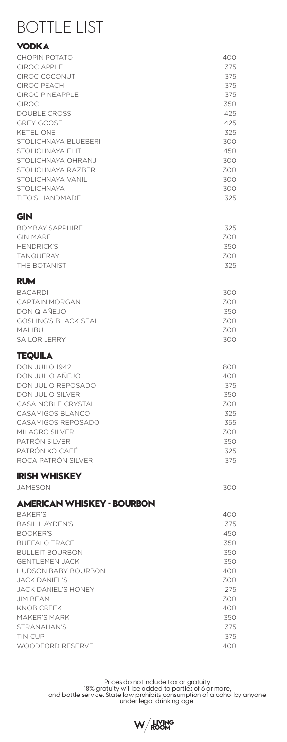# BOTTLE LIST

## VODKA

| | |
|---|---|
| CHOPIN POTATO | 400 |
| CIROC APPLE | 375 |
| CIROC COCONUT | 375 |
| CIROC PEACH | 375 |
| CIROC PINEAPPLE | 375 |
| CIROC | 350 |
| DOUBLE CROSS | 425 |
| GREY GOOSE | 425 |
| KETEL ONE | 325 |
| STOLICHNAYA BLUEBERI | 300 |
| STOLICHNAYA ELIT | 450 |
| STOLICHNAYA OHRANJ | 300 |
| STOLICHNAYA RAZBERI | 300 |
| STOLICHNAYA VANIL | 300 |
| STOLICHNAYA | 300 |
| TITO'S HANDMADE | 325 |

## GIN

| | |
|---|---|
| BOMBAY SAPPHIRE | 325 |
| GIN MARE | 300 |
| HENDRICK'S | 350 |
| TANQUERAY | 300 |
| THE BOTANIST | 325 |

## RUM

| | |
|---|---|
| BACARDI | 300 |
| CAPTAIN MORGAN | 300 |
| DON Q AÑEJO | 350 |
| GOSLING'S BLACK SEAL | 300 |
| MALIBU | 300 |
| SAILOR JERRY | 300 |

## TEQUILA

| | |
|---|---|
| DON JUILO 1942 | 800 |
| DON JULIO AÑEJO | 400 |
| DON JULIO REPOSADO | 375 |
| DON JULIO SILVER | 350 |
| CASA NOBLE CRYSTAL | 300 |
| CASAMIGOS BLANCO | 325 |
| CASAMIGOS REPOSADO | 355 |
| MILAGRO SILVER | 300 |
| PATRÓN SILVER | 350 |
| PATRÓN XO CAFÉ | 325 |
| ROCA PATRÓN SILVER | 375 |

## IRISH WHISKEY

| | |
|---|---|
| JAMESON | 300 |

## AMERICAN WHISKEY - BOURBON

| | |
|---|---|
| BAKER'S | 400 |
| BASIL HAYDEN'S | 375 |
| BOOKER'S | 450 |
| BUFFALO TRACE | 350 |
| BULLEIT BOURBON | 350 |
| GENTLEMEN JACK | 350 |
| HUDSON BABY BOURBON | 400 |
| JACK DANIEL'S | 300 |
| JACK DANIEL'S HONEY | 275 |
| JIM BEAM | 300 |
| KNOB CREEK | 400 |
| MAKER'S MARK | 350 |
| STRANAHAN'S | 375 |
| TIN CUP | 375 |
| WOODFORD RESERVE | 400 |

Prices do not include tax or gratuity
18% gratuity will be added to parties of 6 or more,
and bottle service. State law prohibits consumption of alcohol by anyone under legal drinking age.

W / LIVING ROOM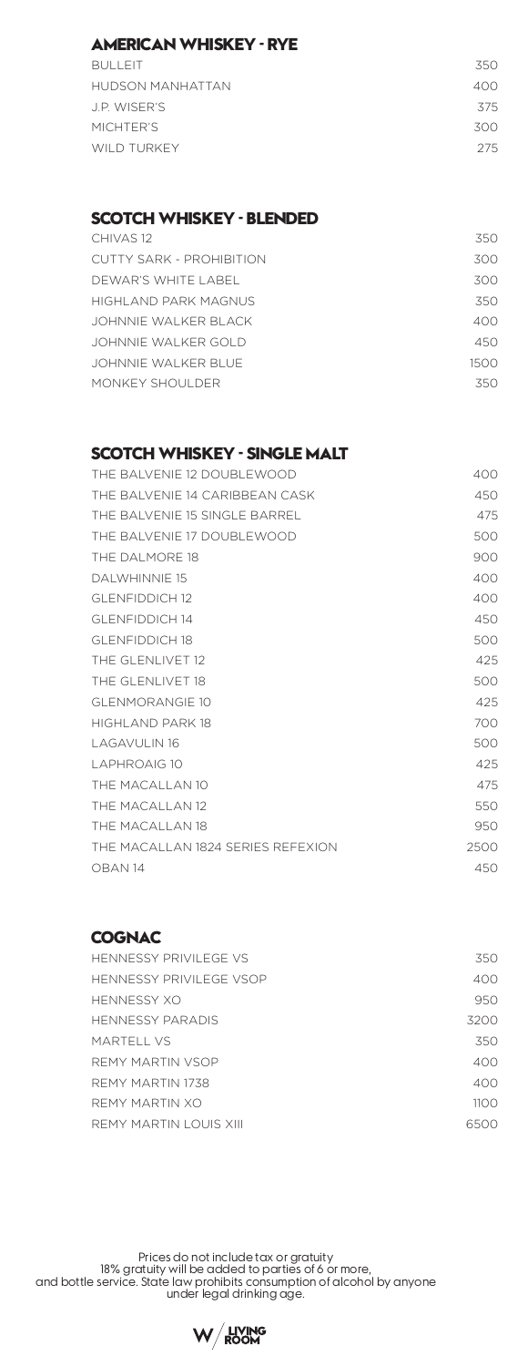## AMERICAN WHISKEY - RYE

| | |
|---|---|
| BULLEIT | 350 |
| HUDSON MANHATTAN | 400 |
| J.P. WISER'S | 375 |
| MICHTER'S | 300 |
| WILD TURKEY | 275 |

## SCOTCH WHISKEY - BLENDED

| | |
|---|---|
| CHIVAS 12 | 350 |
| CUTTY SARK - PROHIBITION | 300 |
| DEWAR'S WHITE LABEL | 300 |
| HIGHLAND PARK MAGNUS | 350 |
| JOHNNIE WALKER BLACK | 400 |
| JOHNNIE WALKER GOLD | 450 |
| JOHNNIE WALKER BLUE | 1500 |
| MONKEY SHOULDER | 350 |

## SCOTCH WHISKEY - SINGLE MALT

| | |
|---|---|
| THE BALVENIE 12 DOUBLEWOOD | 400 |
| THE BALVENIE 14 CARIBBEAN CASK | 450 |
| THE BALVENIE 15 SINGLE BARREL | 475 |
| THE BALVENIE 17 DOUBLEWOOD | 500 |
| THE DALMORE 18 | 900 |
| DALWHINNIE 15 | 400 |
| GLENFIDDICH 12 | 400 |
| GLENFIDDICH 14 | 450 |
| GLENFIDDICH 18 | 500 |
| THE GLENLIVET 12 | 425 |
| THE GLENLIVET 18 | 500 |
| GLENMORANGIE 10 | 425 |
| HIGHLAND PARK 18 | 700 |
| LAGAVULIN 16 | 500 |
| LAPHROAIG 10 | 425 |
| THE MACALLAN 10 | 475 |
| THE MACALLAN 12 | 550 |
| THE MACALLAN 18 | 950 |
| THE MACALLAN 1824 SERIES REFEXION | 2500 |
| OBAN 14 | 450 |

## COGNAC

| | |
|---|---|
| HENNESSY PRIVILEGE VS | 350 |
| HENNESSY PRIVILEGE VSOP | 400 |
| HENNESSY XO | 950 |
| HENNESSY PARADIS | 3200 |
| MARTELL VS | 350 |
| REMY MARTIN VSOP | 400 |
| REMY MARTIN 1738 | 400 |
| REMY MARTIN XO | 1100 |
| REMY MARTIN LOUIS XIII | 6500 |

Prices do not include tax or gratuity
18% gratuity will be added to parties of 6 or more,
and bottle service. State law prohibits consumption of alcohol by anyone
under legal drinking age.

W / LIVING ROOM